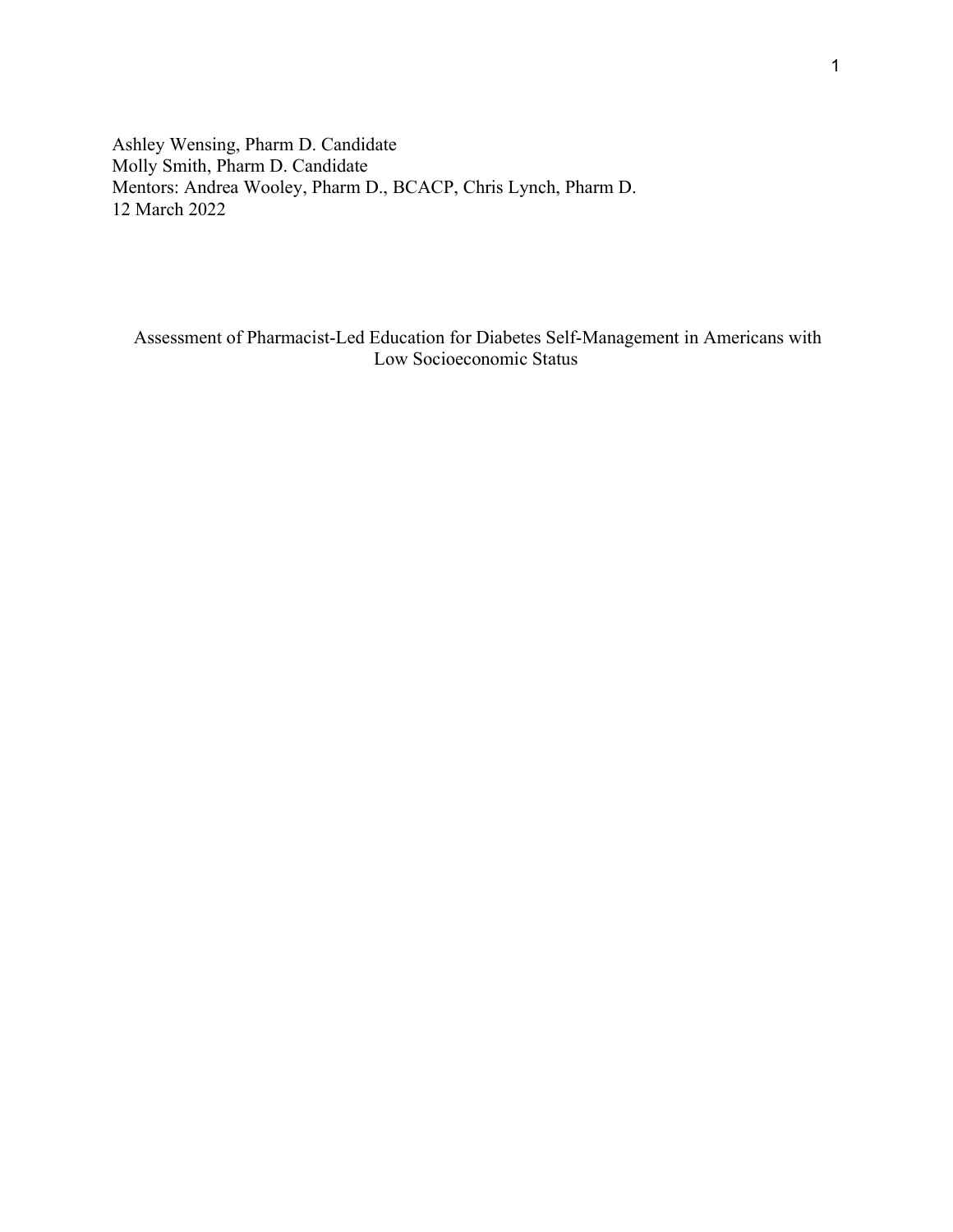Ashley Wensing, Pharm D. Candidate
Molly Smith, Pharm D. Candidate
Mentors: Andrea Wooley, Pharm D., BCACP, Chris Lynch, Pharm D.
12 March 2022

# Assessment of Pharmacist-Led Education for Diabetes Self-Management in Americans with Low Socioeconomic Status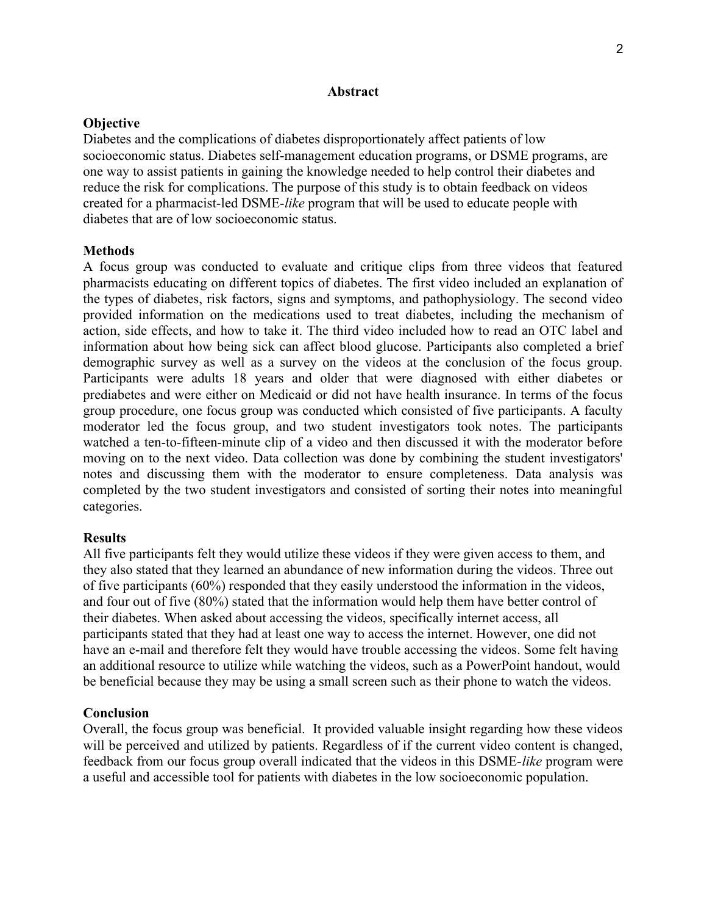## Abstract

### Objective

Diabetes and the complications of diabetes disproportionately affect patients of low socioeconomic status. Diabetes self-management education programs, or DSME programs, are one way to assist patients in gaining the knowledge needed to help control their diabetes and reduce the risk for complications. The purpose of this study is to obtain feedback on videos created for a pharmacist-led DSME-*like* program that will be used to educate people with diabetes that are of low socioeconomic status.

### Methods

A focus group was conducted to evaluate and critique clips from three videos that featured pharmacists educating on different topics of diabetes. The first video included an explanation of the types of diabetes, risk factors, signs and symptoms, and pathophysiology. The second video provided information on the medications used to treat diabetes, including the mechanism of action, side effects, and how to take it. The third video included how to read an OTC label and information about how being sick can affect blood glucose. Participants also completed a brief demographic survey as well as a survey on the videos at the conclusion of the focus group. Participants were adults 18 years and older that were diagnosed with either diabetes or prediabetes and were either on Medicaid or did not have health insurance. In terms of the focus group procedure, one focus group was conducted which consisted of five participants. A faculty moderator led the focus group, and two student investigators took notes. The participants watched a ten-to-fifteen-minute clip of a video and then discussed it with the moderator before moving on to the next video. Data collection was done by combining the student investigators' notes and discussing them with the moderator to ensure completeness. Data analysis was completed by the two student investigators and consisted of sorting their notes into meaningful categories.

### Results

All five participants felt they would utilize these videos if they were given access to them, and they also stated that they learned an abundance of new information during the videos. Three out of five participants (60%) responded that they easily understood the information in the videos, and four out of five (80%) stated that the information would help them have better control of their diabetes. When asked about accessing the videos, specifically internet access, all participants stated that they had at least one way to access the internet. However, one did not have an e-mail and therefore felt they would have trouble accessing the videos. Some felt having an additional resource to utilize while watching the videos, such as a PowerPoint handout, would be beneficial because they may be using a small screen such as their phone to watch the videos.

### Conclusion

Overall, the focus group was beneficial. It provided valuable insight regarding how these videos will be perceived and utilized by patients. Regardless of if the current video content is changed, feedback from our focus group overall indicated that the videos in this DSME-*like* program were a useful and accessible tool for patients with diabetes in the low socioeconomic population.